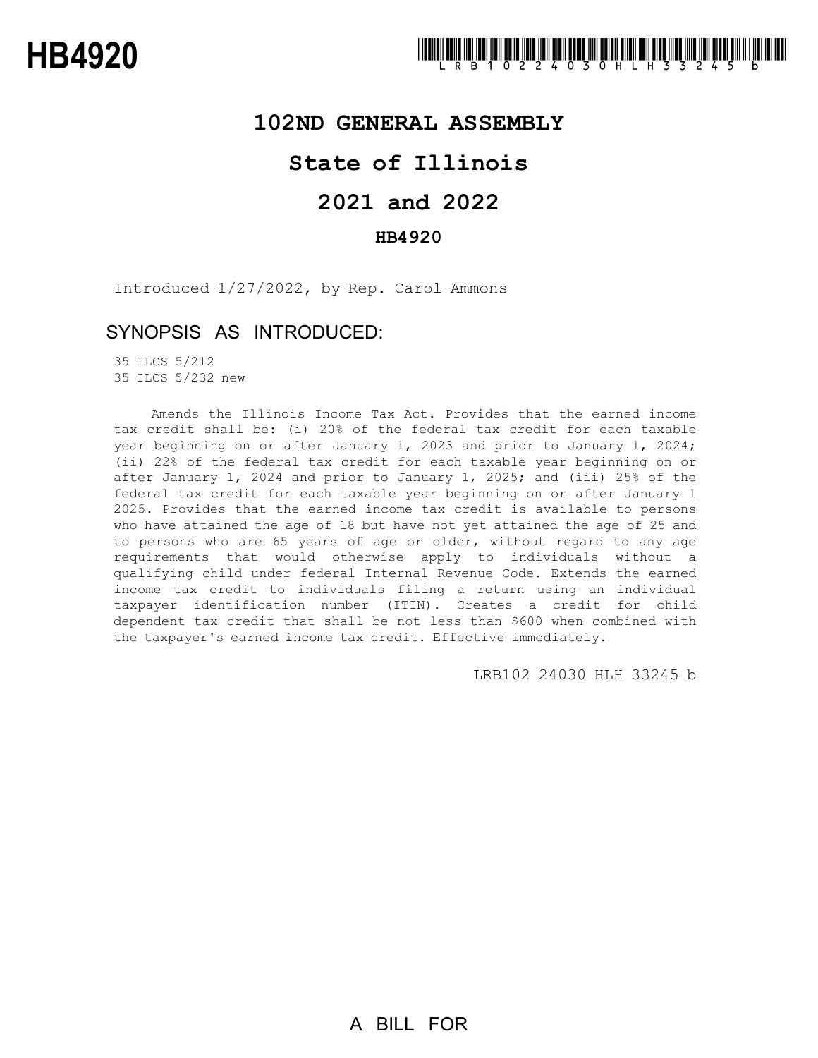# HB4920

LRB102 24030 HLH 33245 b

## 102ND GENERAL ASSEMBLY

## State of Illinois

## 2021 and 2022

### HB4920

Introduced 1/27/2022, by Rep. Carol Ammons

### SYNOPSIS AS INTRODUCED:

35 ILCS 5/212
35 ILCS 5/232 new

Amends the Illinois Income Tax Act. Provides that the earned income tax credit shall be: (i) 20% of the federal tax credit for each taxable year beginning on or after January 1, 2023 and prior to January 1, 2024; (ii) 22% of the federal tax credit for each taxable year beginning on or after January 1, 2024 and prior to January 1, 2025; and (iii) 25% of the federal tax credit for each taxable year beginning on or after January 1 2025. Provides that the earned income tax credit is available to persons who have attained the age of 18 but have not yet attained the age of 25 and to persons who are 65 years of age or older, without regard to any age requirements that would otherwise apply to individuals without a qualifying child under federal Internal Revenue Code. Extends the earned income tax credit to individuals filing a return using an individual taxpayer identification number (ITIN). Creates a credit for child dependent tax credit that shall be not less than $600 when combined with the taxpayer's earned income tax credit. Effective immediately.

LRB102 24030 HLH 33245 b

A BILL FOR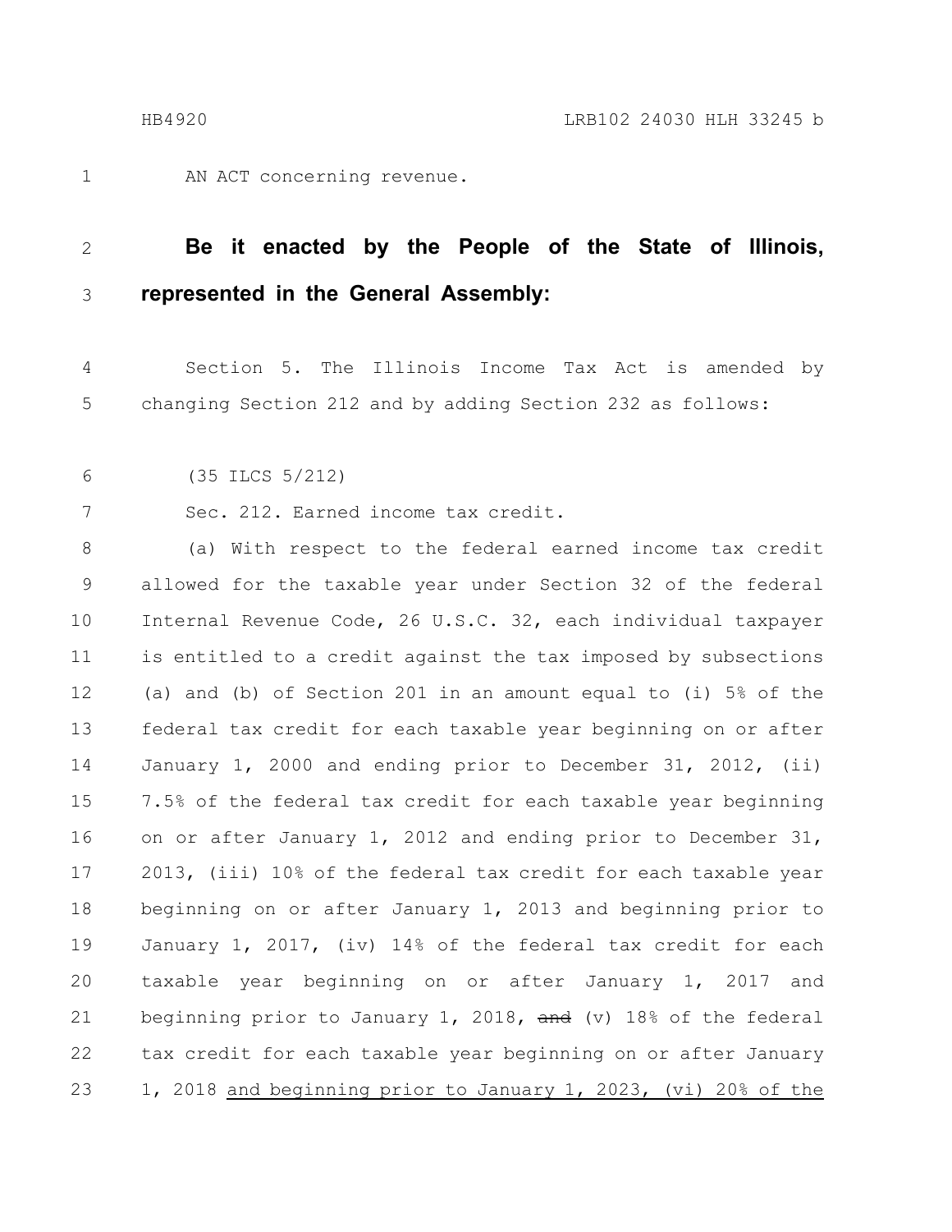AN ACT concerning revenue.

**Be it enacted by the People of the State of Illinois, represented in the General Assembly:**

Section 5. The Illinois Income Tax Act is amended by changing Section 212 and by adding Section 232 as follows:

(35 ILCS 5/212)

Sec. 212. Earned income tax credit.

(a) With respect to the federal earned income tax credit allowed for the taxable year under Section 32 of the federal Internal Revenue Code, 26 U.S.C. 32, each individual taxpayer is entitled to a credit against the tax imposed by subsections (a) and (b) of Section 201 in an amount equal to (i) 5% of the federal tax credit for each taxable year beginning on or after January 1, 2000 and ending prior to December 31, 2012, (ii) 7.5% of the federal tax credit for each taxable year beginning on or after January 1, 2012 and ending prior to December 31, 2013, (iii) 10% of the federal tax credit for each taxable year beginning on or after January 1, 2013 and beginning prior to January 1, 2017, (iv) 14% of the federal tax credit for each taxable year beginning on or after January 1, 2017 and beginning prior to January 1, 2018, ~~and~~ (v) 18% of the federal tax credit for each taxable year beginning on or after January 1, 2018 <u>and beginning prior to January 1, 2023, (vi) 20% of the</u>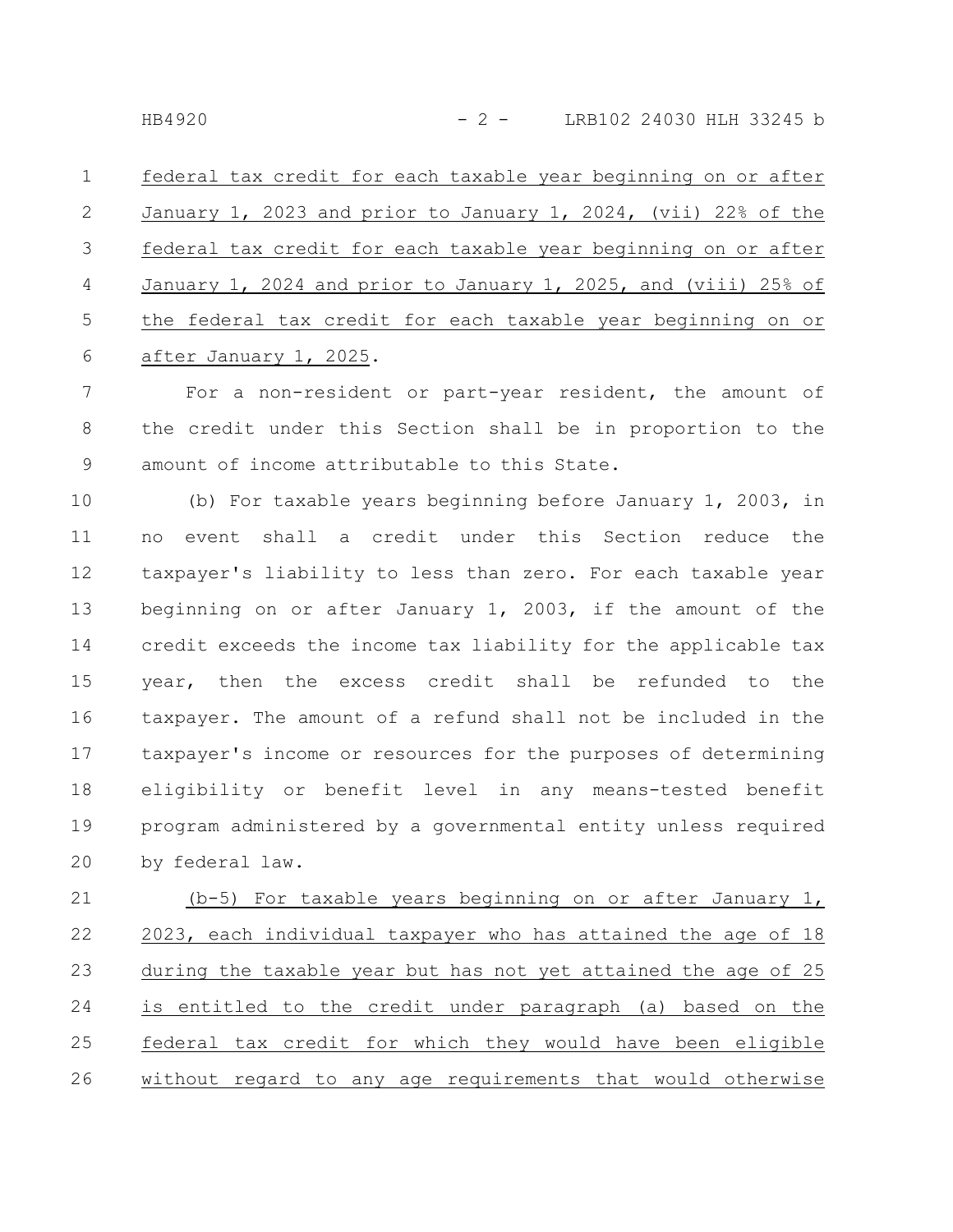federal tax credit for each taxable year beginning on or after January 1, 2023 and prior to January 1, 2024, (vii) 22% of the federal tax credit for each taxable year beginning on or after January 1, 2024 and prior to January 1, 2025, and (viii) 25% of the federal tax credit for each taxable year beginning on or after January 1, 2025.

For a non-resident or part-year resident, the amount of the credit under this Section shall be in proportion to the amount of income attributable to this State.

(b) For taxable years beginning before January 1, 2003, in no event shall a credit under this Section reduce the taxpayer's liability to less than zero. For each taxable year beginning on or after January 1, 2003, if the amount of the credit exceeds the income tax liability for the applicable tax year, then the excess credit shall be refunded to the taxpayer. The amount of a refund shall not be included in the taxpayer's income or resources for the purposes of determining eligibility or benefit level in any means-tested benefit program administered by a governmental entity unless required by federal law.

(b-5) For taxable years beginning on or after January 1, 2023, each individual taxpayer who has attained the age of 18 during the taxable year but has not yet attained the age of 25 is entitled to the credit under paragraph (a) based on the federal tax credit for which they would have been eligible without regard to any age requirements that would otherwise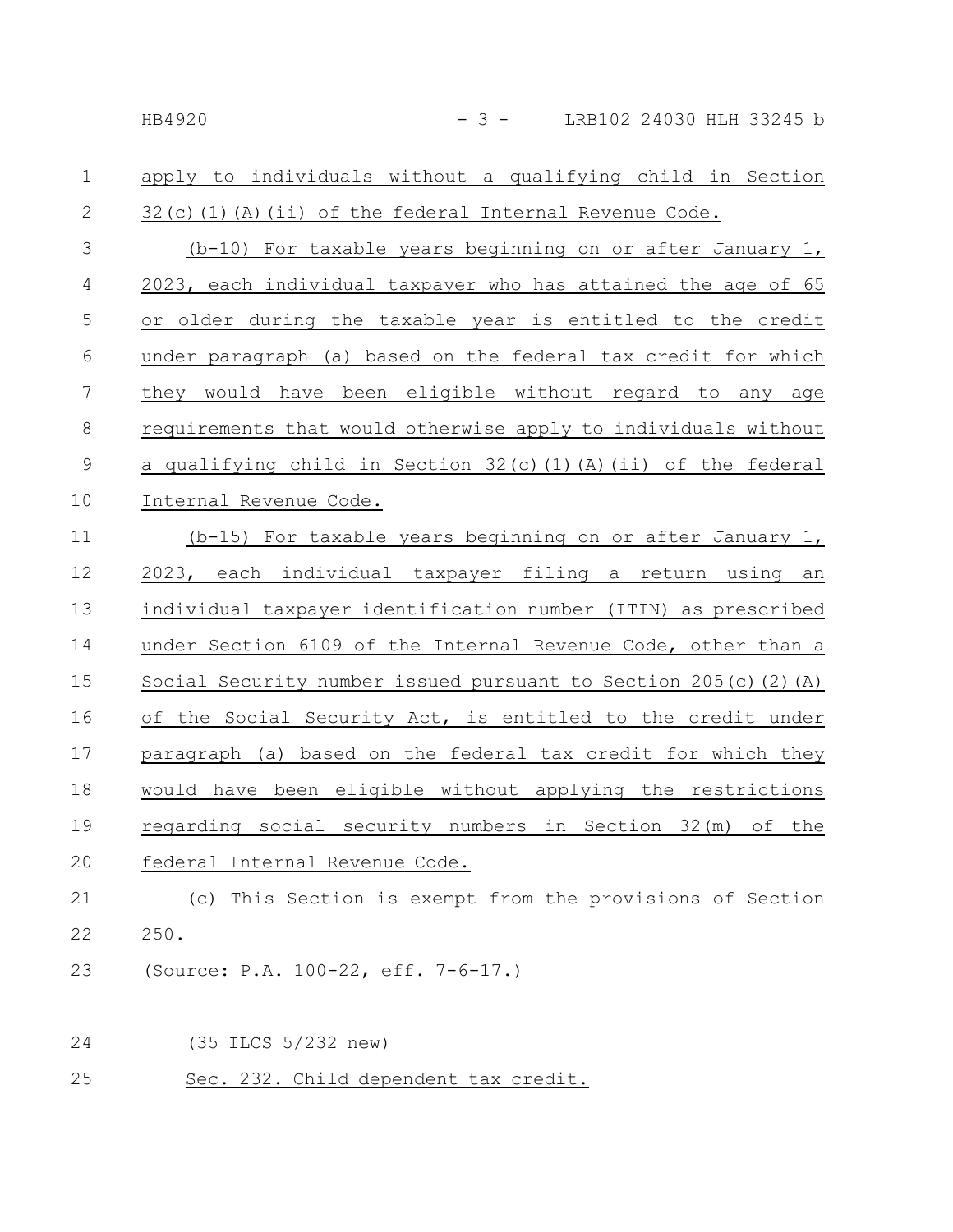apply to individuals without a qualifying child in Section 32(c)(1)(A)(ii) of the federal Internal Revenue Code.

(b-10) For taxable years beginning on or after January 1, 2023, each individual taxpayer who has attained the age of 65 or older during the taxable year is entitled to the credit under paragraph (a) based on the federal tax credit for which they would have been eligible without regard to any age requirements that would otherwise apply to individuals without a qualifying child in Section 32(c)(1)(A)(ii) of the federal Internal Revenue Code.

(b-15) For taxable years beginning on or after January 1, 2023, each individual taxpayer filing a return using an individual taxpayer identification number (ITIN) as prescribed under Section 6109 of the Internal Revenue Code, other than a Social Security number issued pursuant to Section 205(c)(2)(A) of the Social Security Act, is entitled to the credit under paragraph (a) based on the federal tax credit for which they would have been eligible without applying the restrictions regarding social security numbers in Section 32(m) of the federal Internal Revenue Code.

(c) This Section is exempt from the provisions of Section 250.

(Source: P.A. 100-22, eff. 7-6-17.)

(35 ILCS 5/232 new)

Sec. 232. Child dependent tax credit.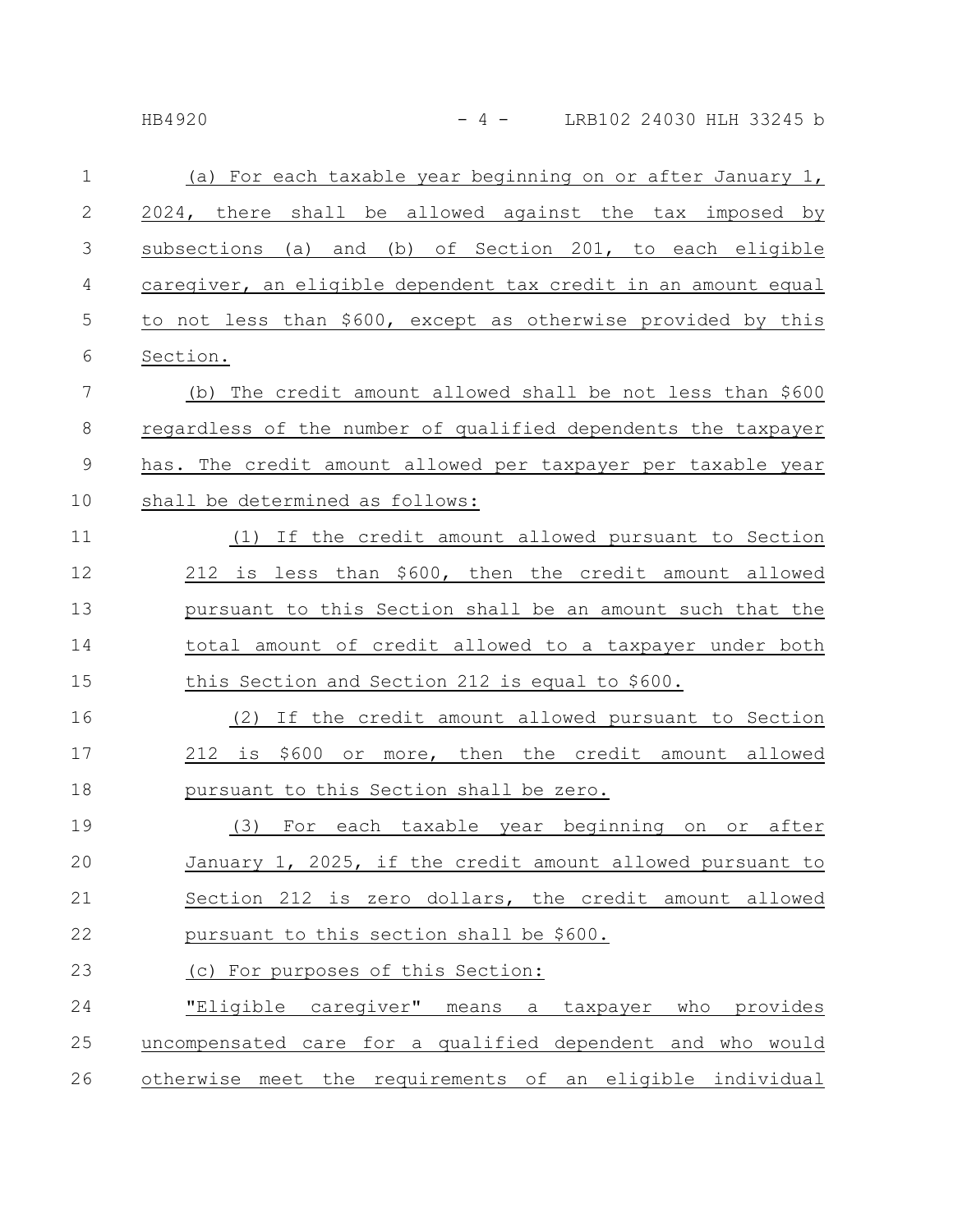(a) For each taxable year beginning on or after January 1, 2024, there shall be allowed against the tax imposed by subsections (a) and (b) of Section 201, to each eligible caregiver, an eligible dependent tax credit in an amount equal to not less than $600, except as otherwise provided by this Section.

(b) The credit amount allowed shall be not less than $600 regardless of the number of qualified dependents the taxpayer has. The credit amount allowed per taxpayer per taxable year shall be determined as follows:

(1) If the credit amount allowed pursuant to Section 212 is less than $600, then the credit amount allowed pursuant to this Section shall be an amount such that the total amount of credit allowed to a taxpayer under both this Section and Section 212 is equal to $600.

(2) If the credit amount allowed pursuant to Section 212 is $600 or more, then the credit amount allowed pursuant to this Section shall be zero.

(3) For each taxable year beginning on or after January 1, 2025, if the credit amount allowed pursuant to Section 212 is zero dollars, the credit amount allowed pursuant to this section shall be $600.

(c) For purposes of this Section:

"Eligible caregiver" means a taxpayer who provides uncompensated care for a qualified dependent and who would otherwise meet the requirements of an eligible individual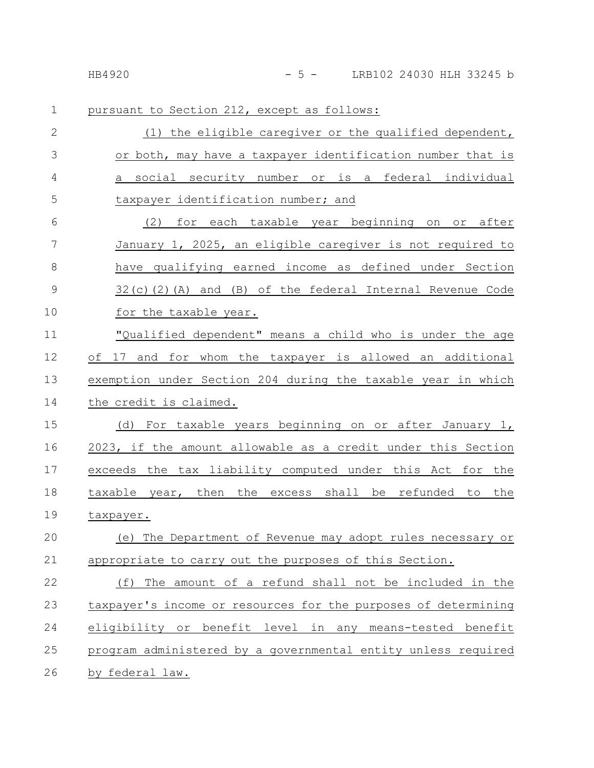pursuant to Section 212, except as follows:

(1) the eligible caregiver or the qualified dependent, or both, may have a taxpayer identification number that is a social security number or is a federal individual taxpayer identification number; and

(2) for each taxable year beginning on or after January 1, 2025, an eligible caregiver is not required to have qualifying earned income as defined under Section 32(c)(2)(A) and (B) of the federal Internal Revenue Code for the taxable year.

"Qualified dependent" means a child who is under the age of 17 and for whom the taxpayer is allowed an additional exemption under Section 204 during the taxable year in which the credit is claimed.

(d) For taxable years beginning on or after January 1, 2023, if the amount allowable as a credit under this Section exceeds the tax liability computed under this Act for the taxable year, then the excess shall be refunded to the taxpayer.

(e) The Department of Revenue may adopt rules necessary or appropriate to carry out the purposes of this Section.

(f) The amount of a refund shall not be included in the taxpayer's income or resources for the purposes of determining eligibility or benefit level in any means-tested benefit program administered by a governmental entity unless required by federal law.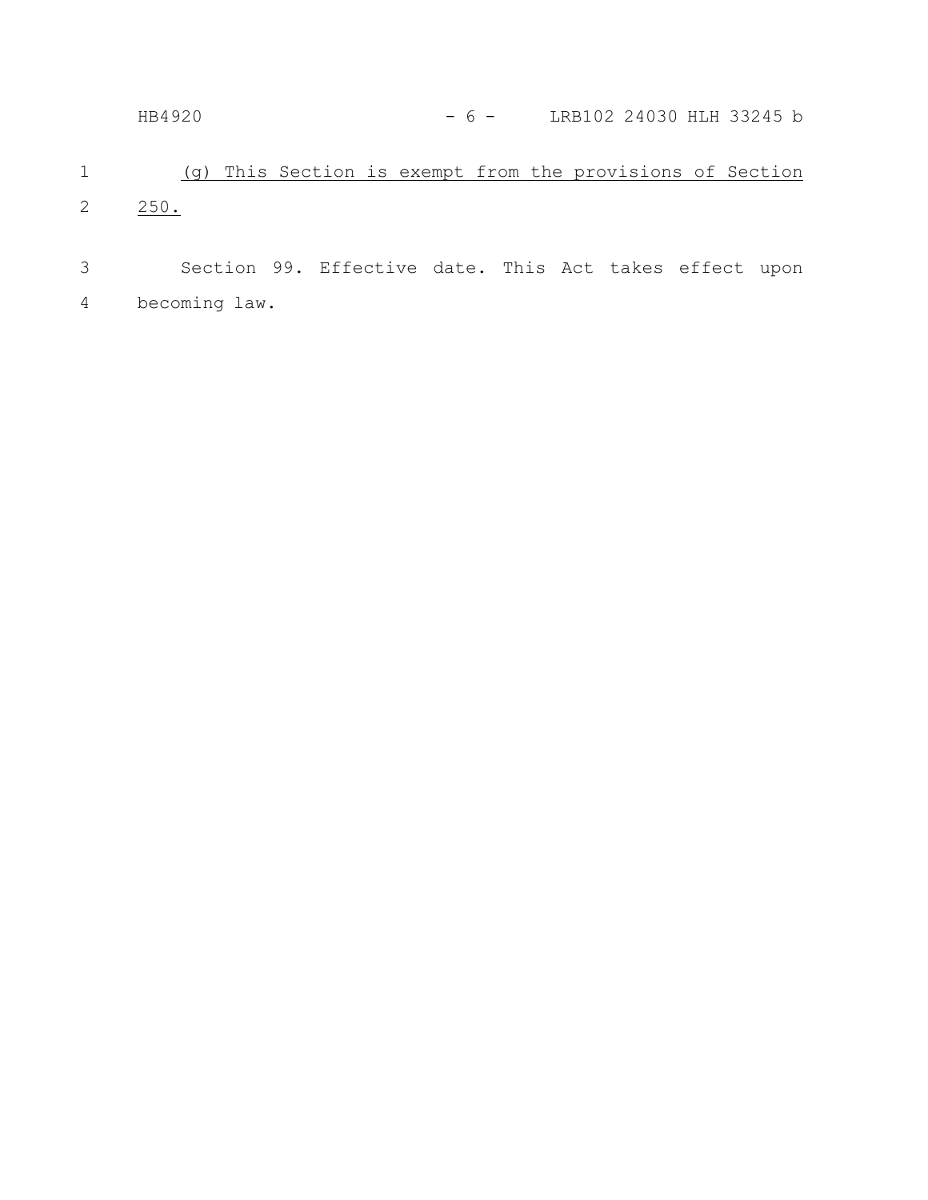(g) This Section is exempt from the provisions of Section 250.

Section 99. Effective date. This Act takes effect upon becoming law.